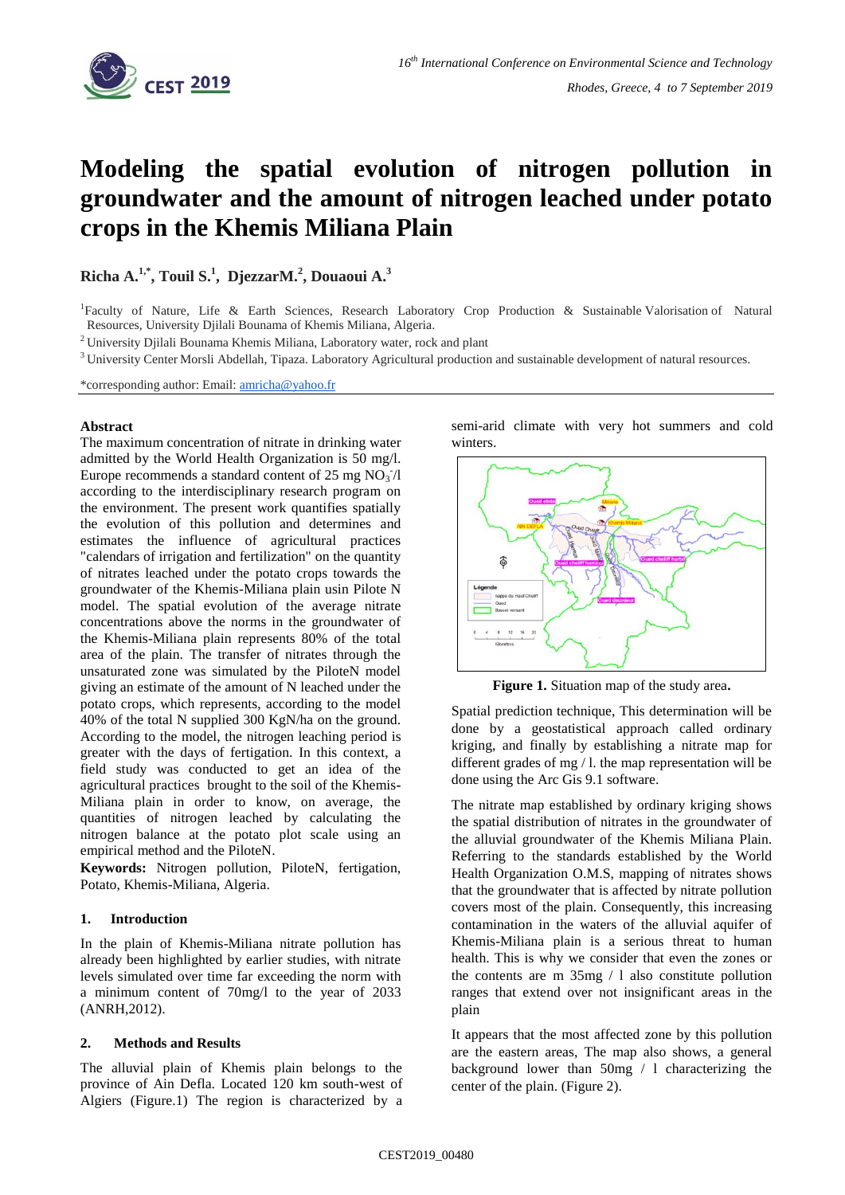# Modeling the spatial evolution of nitrogen pollution in groundwater and the amount of nitrogen leached under potato crops in the Khemis Miliana Plain

**Richa A.[1,*], Touil S.[1], DjezzarM.[2], Douaoui A.[3]**

[1]Faculty of Nature, Life & Earth Sciences, Research Laboratory Crop Production & Sustainable Valorisation of Natural Resources, University Djilali Bounama of Khemis Miliana, Algeria.

[2] University Djilali Bounama Khemis Miliana, Laboratory water, rock and plant

[3] University Center Morsli Abdellah, Tipaza. Laboratory Agricultural production and sustainable development of natural resources.

*corresponding author: Email: amricha@yahoo.fr

### Abstract

The maximum concentration of nitrate in drinking water admitted by the World Health Organization is 50 mg/l. Europe recommends a standard content of 25 mg $NO_3^-$/l according to the interdisciplinary research program on the environment. The present work quantifies spatially the evolution of this pollution and determines and estimates the influence of agricultural practices "calendars of irrigation and fertilization" on the quantity of nitrates leached under the potato crops towards the groundwater of the Khemis-Miliana plain usin Pilote N model. The spatial evolution of the average nitrate concentrations above the norms in the groundwater of the Khemis-Miliana plain represents 80% of the total area of the plain. The transfer of nitrates through the unsaturated zone was simulated by the PiloteN model giving an estimate of the amount of N leached under the potato crops, which represents, according to the model 40% of the total N supplied 300 KgN/ha on the ground. According to the model, the nitrogen leaching period is greater with the days of fertigation. In this context, a field study was conducted to get an idea of the agricultural practices brought to the soil of the Khemis-Miliana plain in order to know, on average, the quantities of nitrogen leached by calculating the nitrogen balance at the potato plot scale using an empirical method and the PiloteN.

**Keywords:** Nitrogen pollution, PiloteN, fertigation, Potato, Khemis-Miliana, Algeria.

## 1. Introduction

In the plain of Khemis-Miliana nitrate pollution has already been highlighted by earlier studies, with nitrate levels simulated over time far exceeding the norm with a minimum content of 70mg/l to the year of 2033 (ANRH,2012).

## 2. Methods and Results

The alluvial plain of Khemis plain belongs to the province of Ain Defla. Located 120 km south-west of Algiers (Figure.1) The region is characterized by a semi-arid climate with very hot summers and cold winters.

**Figure 1.** Situation map of the study area**.**

Spatial prediction technique, This determination will be done by a geostatistical approach called ordinary kriging, and finally by establishing a nitrate map for different grades of mg / l. the map representation will be done using the Arc Gis 9.1 software.

The nitrate map established by ordinary kriging shows the spatial distribution of nitrates in the groundwater of the alluvial groundwater of the Khemis Miliana Plain. Referring to the standards established by the World Health Organization O.M.S, mapping of nitrates shows that the groundwater that is affected by nitrate pollution covers most of the plain. Consequently, this increasing contamination in the waters of the alluvial aquifer of Khemis-Miliana plain is a serious threat to human health. This is why we consider that even the zones or the contents are m 35mg / l also constitute pollution ranges that extend over not insignificant areas in the plain

It appears that the most affected zone by this pollution are the eastern areas, The map also shows, a general background lower than 50mg / l characterizing the center of the plain. (Figure 2).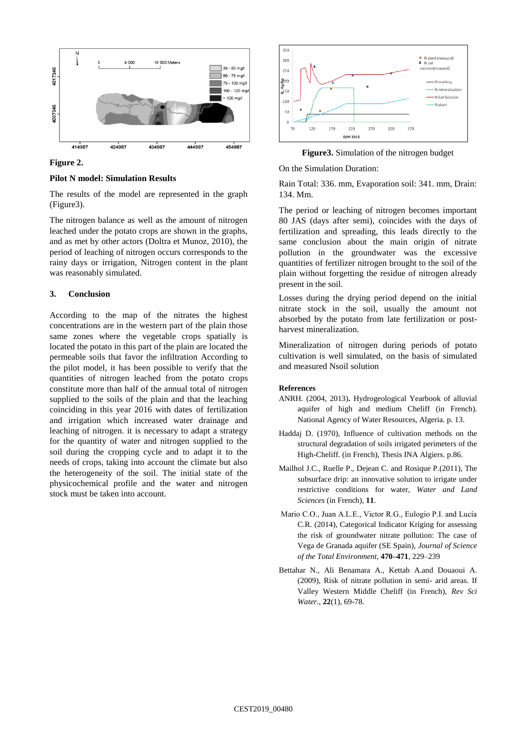N

0 8 000 16 000 Meters

4017346

4007346

35 - 50 mg/l
50 - 75 mg/l
75 - 100 mg/l
100 - 120 mg/l
> 120 mg/l

414987 424987 434987 444987 454987

**Figure 2.**

**Pilot N model: Simulation Results**

The results of the model are represented in the graph (Figure3).

The nitrogen balance as well as the amount of nitrogen leached under the potato crops are shown in the graphs, and as met by other actors (Doltra et Munoz, 2010), the period of leaching of nitrogen occurs corresponds to the rainy days or irrigation, Nitrogen content in the plant was reasonably simulated.

## 3. Conclusion

According to the map of the nitrates the highest concentrations are in the western part of the plain those same zones where the vegetable crops spatially is located the potato in this part of the plain are located the permeable soils that favor the infiltration According to the pilot model, it has been possible to verify that the quantities of nitrogen leached from the potato crops constitute more than half of the annual total of nitrogen supplied to the soils of the plain and that the leaching coinciding in this year 2016 with dates of fertilization and irrigation which increased water drainage and leaching of nitrogen. it is necessary to adapt a strategy for the quantity of water and nitrogen supplied to the soil during the cropping cycle and to adapt it to the needs of crops, taking into account the climate but also the heterogeneity of the soil. The initial state of the physicochemical profile and the water and nitrogen stock must be taken into account.

350
300
250
200
150
100
50
0

N, Kg/ha

70 120 170 220 270 320 370

DOY 2015

N plant (measurd)
N soil solution(measurd)
N leaching
N mineralization
N Soil Solution
N plant

**Figure3.** Simulation of the nitrogen budget

On the Simulation Duration:

Rain Total: 336. mm, Evaporation soil: 341. mm, Drain: 134. Mm.

The period or leaching of nitrogen becomes important 80 JAS (days after semi), coincides with the days of fertilization and spreading, this leads directly to the same conclusion about the main origin of nitrate pollution in the groundwater was the excessive quantities of fertilizer nitrogen brought to the soil of the plain without forgetting the residue of nitrogen already present in the soil.

Losses during the drying period depend on the initial nitrate stock in the soil, usually the amount not absorbed by the potato from late fertilization or post-harvest mineralization.

Mineralization of nitrogen during periods of potato cultivation is well simulated, on the basis of simulated and measured Nsoil solution

**References**

ANRH. (2004, 2013). Hydrogeological Yearbook of alluvial aquifer of high and medium Cheliff (in French). National Agency of Water Resources, Algeria. p. 13.

Haddaj D. (1970), Influence of cultivation methods on the structural degradation of soils irrigated perimeters of the High-Cheliff. (in French), Thesis INA Algiers. p.86.

Mailhol J.C., Ruelle P., Dejean C. and Rosique P.(2011), The subsurface drip: an innovative solution to irrigate under restrictive conditions for water, *Water and Land Sciences* (in French), **11**.

Mario C.O., Juan A.L.E., Victor R.G., Eulogio P.I. and Lucía C.R. (2014), Categorical Indicator Kriging for assessing the risk of groundwater nitrate pollution: The case of Vega de Granada aquifer (SE Spain), *Journal of Science of the Total Environment*, **470–471**, 229–239

Bettahar N., Ali Benamara A., Kettab A.and Douaoui A. (2009), Risk of nitrate pollution in semi- arid areas. If Valley Western Middle Cheliff (in French), *Rev Sci Water*., **22**(1), 69-78.